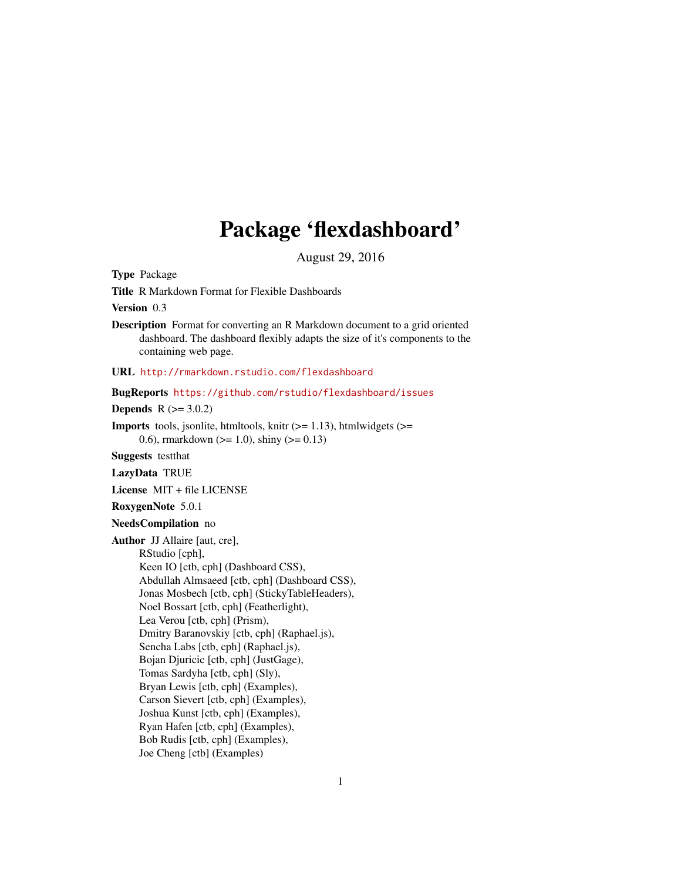# Package 'flexdashboard'

August 29, 2016

**Type** Package

**Title** R Markdown Format for Flexible Dashboards

**Version** 0.3

**Description** Format for converting an R Markdown document to a grid oriented dashboard. The dashboard flexibly adapts the size of it's components to the containing web page.

**URL** http://rmarkdown.rstudio.com/flexdashboard

**BugReports** https://github.com/rstudio/flexdashboard/issues

**Depends** R (>= 3.0.2)

**Imports** tools, jsonlite, htmltools, knitr (>= 1.13), htmlwidgets (>= 0.6), rmarkdown (>= 1.0), shiny (>= 0.13)

**Suggests** testthat

**LazyData** TRUE

**License** MIT + file LICENSE

**RoxygenNote** 5.0.1

**NeedsCompilation** no

**Author** JJ Allaire [aut, cre],
RStudio [cph],
Keen IO [ctb, cph] (Dashboard CSS),
Abdullah Almsaeed [ctb, cph] (Dashboard CSS),
Jonas Mosbech [ctb, cph] (StickyTableHeaders),
Noel Bossart [ctb, cph] (Featherlight),
Lea Verou [ctb, cph] (Prism),
Dmitry Baranovskiy [ctb, cph] (Raphael.js),
Sencha Labs [ctb, cph] (Raphael.js),
Bojan Djuricic [ctb, cph] (JustGage),
Tomas Sardyha [ctb, cph] (Sly),
Bryan Lewis [ctb, cph] (Examples),
Carson Sievert [ctb, cph] (Examples),
Joshua Kunst [ctb, cph] (Examples),
Ryan Hafen [ctb, cph] (Examples),
Bob Rudis [ctb, cph] (Examples),
Joe Cheng [ctb] (Examples)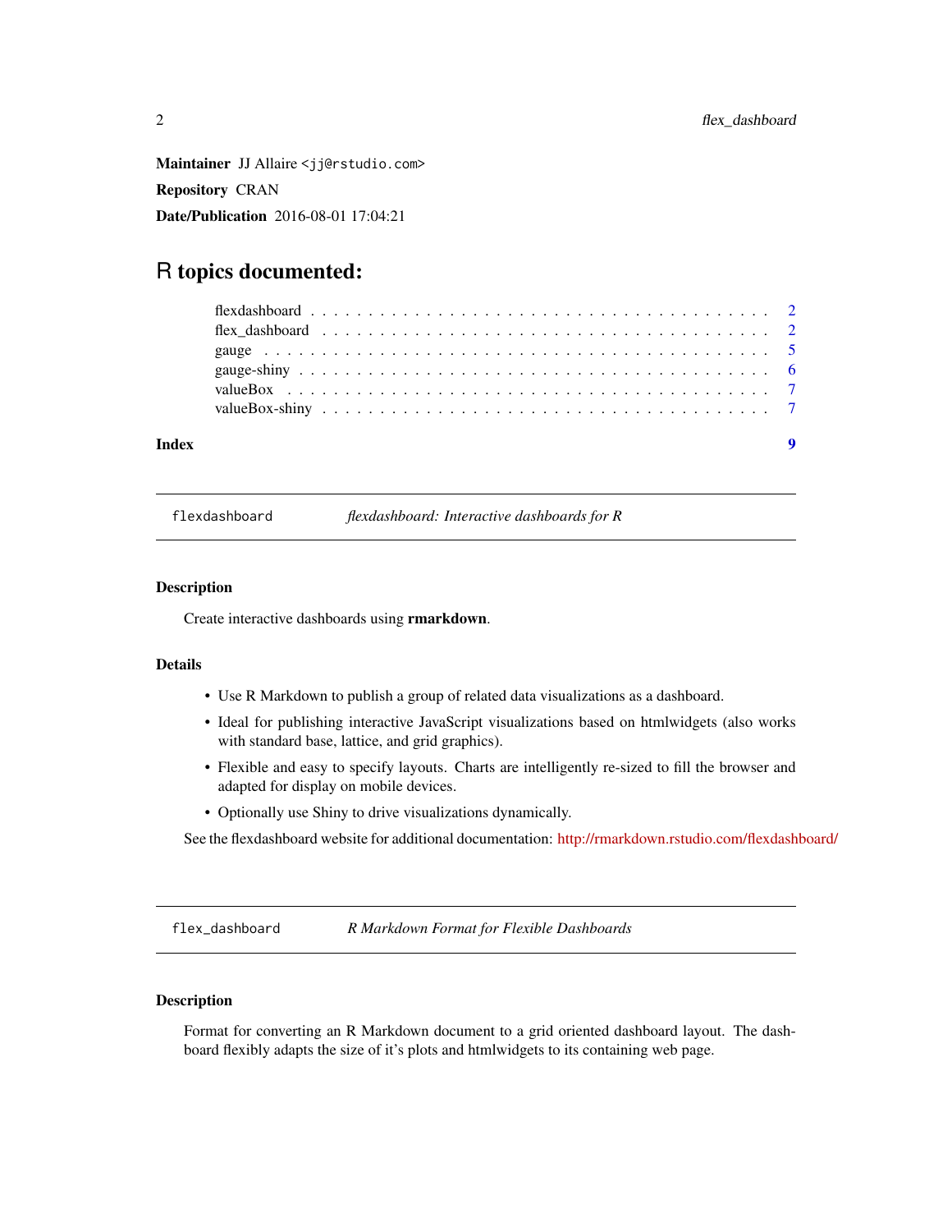**Maintainer** JJ Allaire <jj@rstudio.com>

**Repository** CRAN

**Date/Publication** 2016-08-01 17:04:21

# R topics documented:

- flexdashboard . . . . . . . . . . . . . . . . . . . . . . . . . . . . . . . . . . . . . 2
- flex_dashboard . . . . . . . . . . . . . . . . . . . . . . . . . . . . . . . . . . . . . 2
- gauge . . . . . . . . . . . . . . . . . . . . . . . . . . . . . . . . . . . . . . . . . 5
- gauge-shiny . . . . . . . . . . . . . . . . . . . . . . . . . . . . . . . . . . . . . . 6
- valueBox . . . . . . . . . . . . . . . . . . . . . . . . . . . . . . . . . . . . . . . 7
- valueBox-shiny . . . . . . . . . . . . . . . . . . . . . . . . . . . . . . . . . . . . 7

**Index** **9**

---

`flexdashboard` *flexdashboard: Interactive dashboards for R*

---

### Description

Create interactive dashboards using **rmarkdown**.

### Details

- Use R Markdown to publish a group of related data visualizations as a dashboard.
- Ideal for publishing interactive JavaScript visualizations based on htmlwidgets (also works with standard base, lattice, and grid graphics).
- Flexible and easy to specify layouts. Charts are intelligently re-sized to fill the browser and adapted for display on mobile devices.
- Optionally use Shiny to drive visualizations dynamically.

See the flexdashboard website for additional documentation: http://rmarkdown.rstudio.com/flexdashboard/

---

`flex_dashboard` *R Markdown Format for Flexible Dashboards*

---

### Description

Format for converting an R Markdown document to a grid oriented dashboard layout. The dashboard flexibly adapts the size of it's plots and htmlwidgets to its containing web page.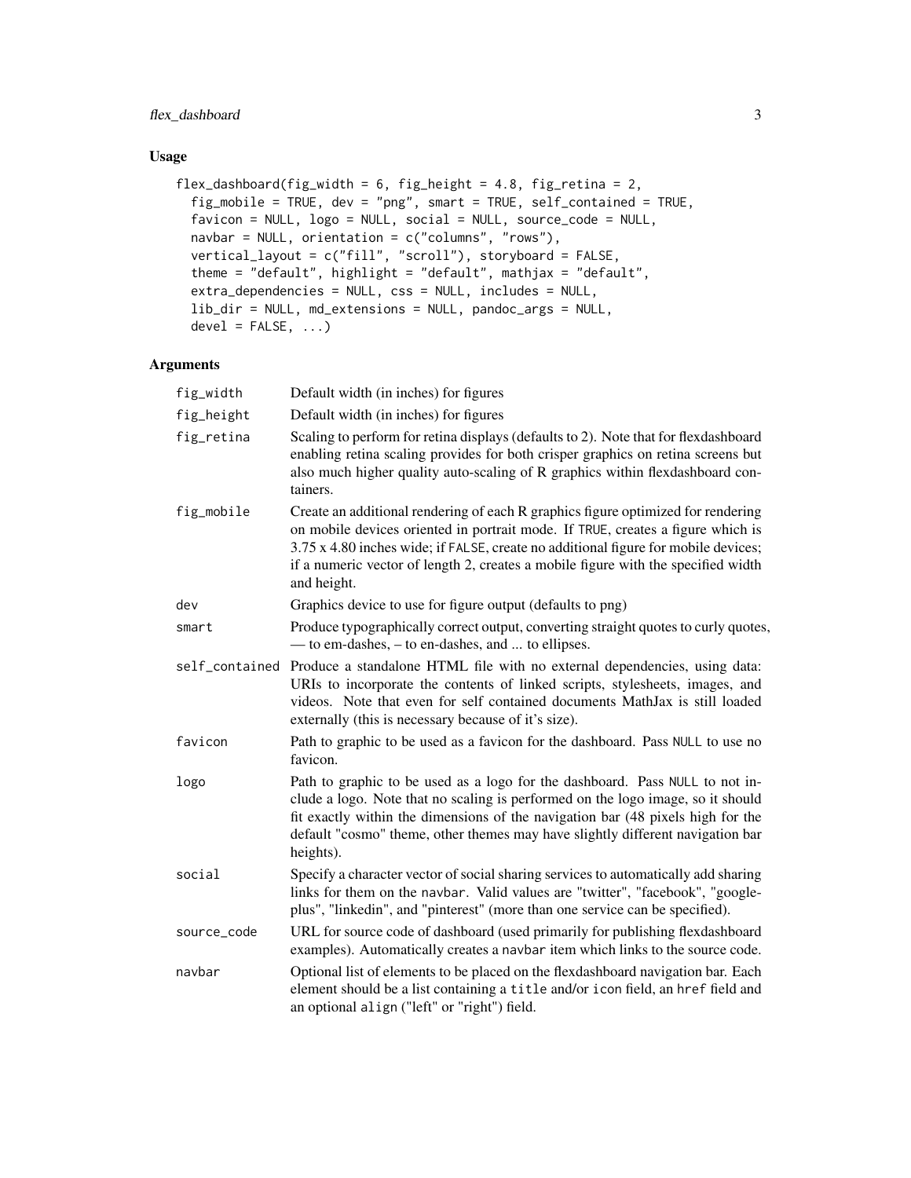## Usage

```
flex_dashboard(fig_width = 6, fig_height = 4.8, fig_retina = 2,
  fig_mobile = TRUE, dev = "png", smart = TRUE, self_contained = TRUE,
  favicon = NULL, logo = NULL, social = NULL, source_code = NULL,
  navbar = NULL, orientation = c("columns", "rows"),
  vertical_layout = c("fill", "scroll"), storyboard = FALSE,
  theme = "default", highlight = "default", mathjax = "default",
  extra_dependencies = NULL, css = NULL, includes = NULL,
  lib_dir = NULL, md_extensions = NULL, pandoc_args = NULL,
  devel = FALSE, ...)
```

## Arguments

| | |
|---|---|
| fig_width | Default width (in inches) for figures |
| fig_height | Default width (in inches) for figures |
| fig_retina | Scaling to perform for retina displays (defaults to 2). Note that for flexdashboard enabling retina scaling provides for both crisper graphics on retina screens but also much higher quality auto-scaling of R graphics within flexdashboard containers. |
| fig_mobile | Create an additional rendering of each R graphics figure optimized for rendering on mobile devices oriented in portrait mode. If TRUE, creates a figure which is 3.75 x 4.80 inches wide; if FALSE, create no additional figure for mobile devices; if a numeric vector of length 2, creates a mobile figure with the specified width and height. |
| dev | Graphics device to use for figure output (defaults to png) |
| smart | Produce typographically correct output, converting straight quotes to curly quotes, — to em-dashes, – to en-dashes, and ... to ellipses. |
| self_contained | Produce a standalone HTML file with no external dependencies, using data: URIs to incorporate the contents of linked scripts, stylesheets, images, and videos. Note that even for self contained documents MathJax is still loaded externally (this is necessary because of it's size). |
| favicon | Path to graphic to be used as a favicon for the dashboard. Pass NULL to use no favicon. |
| logo | Path to graphic to be used as a logo for the dashboard. Pass NULL to not include a logo. Note that no scaling is performed on the logo image, so it should fit exactly within the dimensions of the navigation bar (48 pixels high for the default "cosmo" theme, other themes may have slightly different navigation bar heights). |
| social | Specify a character vector of social sharing services to automatically add sharing links for them on the navbar. Valid values are "twitter", "facebook", "google-plus", "linkedin", and "pinterest" (more than one service can be specified). |
| source_code | URL for source code of dashboard (used primarily for publishing flexdashboard examples). Automatically creates a navbar item which links to the source code. |
| navbar | Optional list of elements to be placed on the flexdashboard navigation bar. Each element should be a list containing a title and/or icon field, an href field and an optional align ("left" or "right") field. |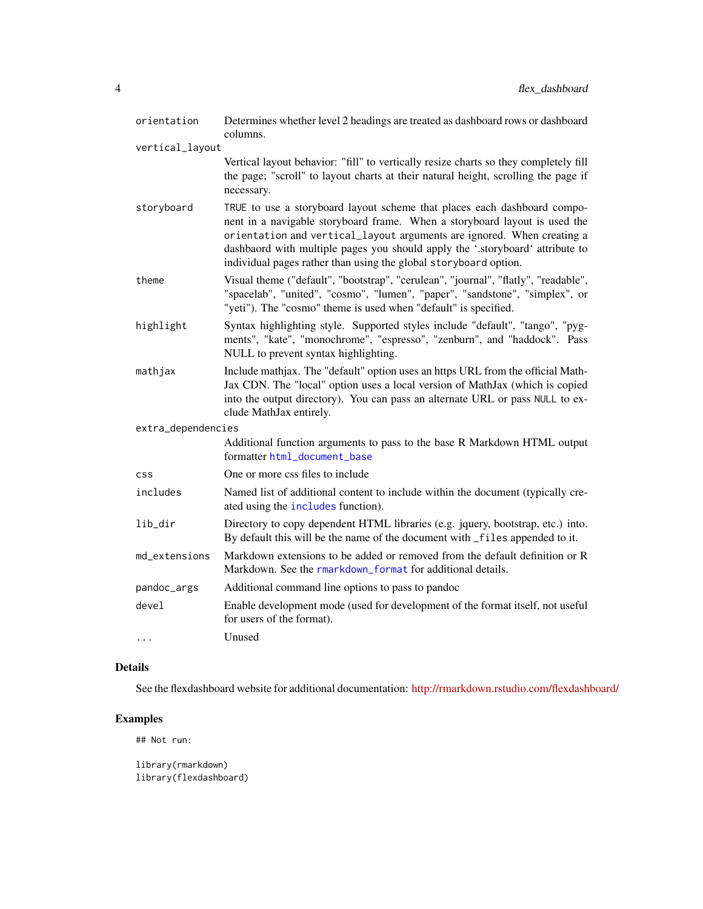| | |
|---|---|
| `orientation` | Determines whether level 2 headings are treated as dashboard rows or dashboard columns. |
| `vertical_layout` | Vertical layout behavior: "fill" to vertically resize charts so they completely fill the page; "scroll" to layout charts at their natural height, scrolling the page if necessary. |
| `storyboard` | `TRUE` to use a storyboard layout scheme that places each dashboard component in a navigable storyboard frame. When a storyboard layout is used the `orientation` and `vertical_layout` arguments are ignored. When creating a dashbaord with multiple pages you should apply the '.storyboard' attribute to individual pages rather than using the global `storyboard` option. |
| `theme` | Visual theme ("default", "bootstrap", "cerulean", "journal", "flatly", "readable", "spacelab", "united", "cosmo", "lumen", "paper", "sandstone", "simplex", or "yeti"). The "cosmo" theme is used when "default" is specified. |
| `highlight` | Syntax highlighting style. Supported styles include "default", "tango", "pygments", "kate", "monochrome", "espresso", "zenburn", and "haddock". Pass NULL to prevent syntax highlighting. |
| `mathjax` | Include mathjax. The "default" option uses an https URL from the official MathJax CDN. The "local" option uses a local version of MathJax (which is copied into the output directory). You can pass an alternate URL or pass `NULL` to exclude MathJax entirely. |
| `extra_dependencies` | Additional function arguments to pass to the base R Markdown HTML output formatter `html_document_base` |
| `css` | One or more css files to include |
| `includes` | Named list of additional content to include within the document (typically created using the `includes` function). |
| `lib_dir` | Directory to copy dependent HTML libraries (e.g. jquery, bootstrap, etc.) into. By default this will be the name of the document with `_files` appended to it. |
| `md_extensions` | Markdown extensions to be added or removed from the default definition or R Markdown. See the `rmarkdown_format` for additional details. |
| `pandoc_args` | Additional command line options to pass to pandoc |
| `devel` | Enable development mode (used for development of the format itself, not useful for users of the format). |
| `...` | Unused |

## Details

See the flexdashboard website for additional documentation: http://rmarkdown.rstudio.com/flexdashboard/

## Examples

```
## Not run:

library(rmarkdown)
library(flexdashboard)
```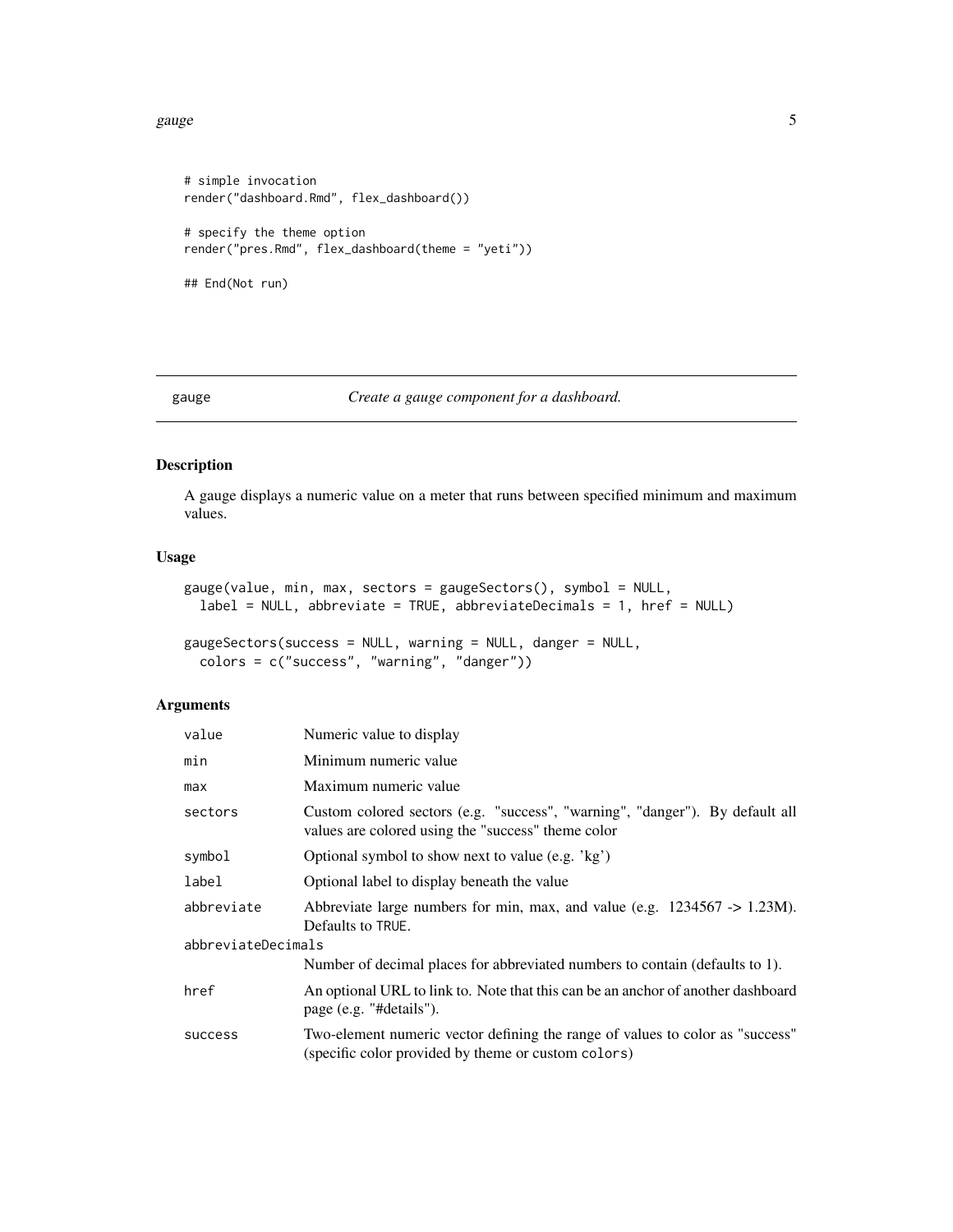```
# simple invocation
render("dashboard.Rmd", flex_dashboard())

# specify the theme option
render("pres.Rmd", flex_dashboard(theme = "yeti"))

## End(Not run)
```

## gauge *Create a gauge component for a dashboard.*

### Description

A gauge displays a numeric value on a meter that runs between specified minimum and maximum values.

### Usage

```
gauge(value, min, max, sectors = gaugeSectors(), symbol = NULL,
  label = NULL, abbreviate = TRUE, abbreviateDecimals = 1, href = NULL)

gaugeSectors(success = NULL, warning = NULL, danger = NULL,
  colors = c("success", "warning", "danger"))
```

### Arguments

| | |
|---|---|
| `value` | Numeric value to display |
| `min` | Minimum numeric value |
| `max` | Maximum numeric value |
| `sectors` | Custom colored sectors (e.g. "success", "warning", "danger"). By default all values are colored using the "success" theme color |
| `symbol` | Optional symbol to show next to value (e.g. 'kg') |
| `label` | Optional label to display beneath the value |
| `abbreviate` | Abbreviate large numbers for min, max, and value (e.g. 1234567 -> 1.23M). Defaults to `TRUE`. |
| `abbreviateDecimals` | Number of decimal places for abbreviated numbers to contain (defaults to 1). |
| `href` | An optional URL to link to. Note that this can be an anchor of another dashboard page (e.g. "#details"). |
| `success` | Two-element numeric vector defining the range of values to color as "success" (specific color provided by theme or custom `colors`) |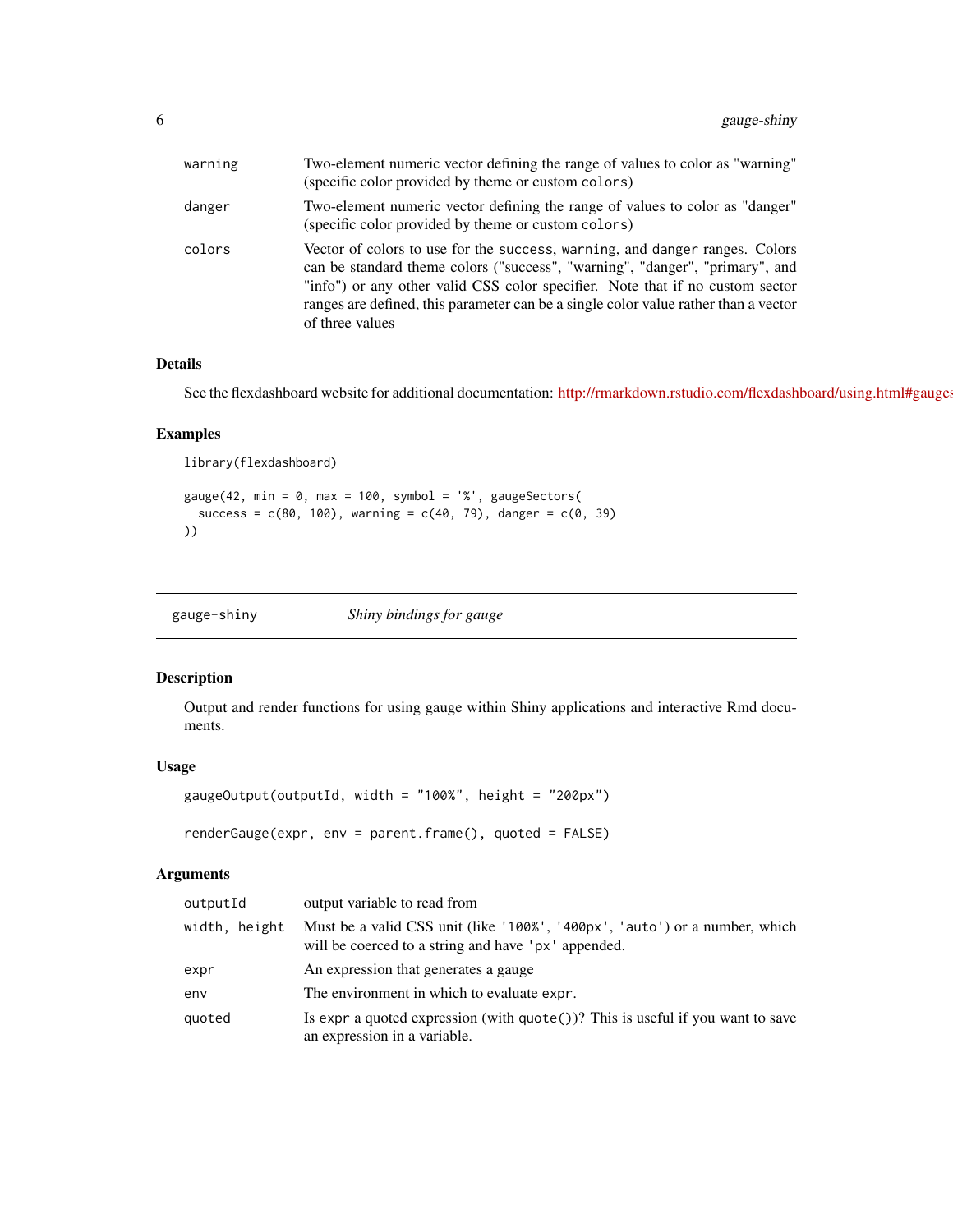| | |
|---|---|
| warning | Two-element numeric vector defining the range of values to color as "warning" (specific color provided by theme or custom colors) |
| danger | Two-element numeric vector defining the range of values to color as "danger" (specific color provided by theme or custom colors) |
| colors | Vector of colors to use for the success, warning, and danger ranges. Colors can be standard theme colors ("success", "warning", "danger", "primary", and "info") or any other valid CSS color specifier. Note that if no custom sector ranges are defined, this parameter can be a single color value rather than a vector of three values |

### Details

See the flexdashboard website for additional documentation: http://rmarkdown.rstudio.com/flexdashboard/using.html#gauges

### Examples

```
library(flexdashboard)

gauge(42, min = 0, max = 100, symbol = '%', gaugeSectors(
  success = c(80, 100), warning = c(40, 79), danger = c(0, 39)
))
```

## gauge-shiny — *Shiny bindings for gauge*

### Description

Output and render functions for using gauge within Shiny applications and interactive Rmd documents.

### Usage

```
gaugeOutput(outputId, width = "100%", height = "200px")

renderGauge(expr, env = parent.frame(), quoted = FALSE)
```

### Arguments

| | |
|---|---|
| outputId | output variable to read from |
| width, height | Must be a valid CSS unit (like '100%', '400px', 'auto') or a number, which will be coerced to a string and have 'px' appended. |
| expr | An expression that generates a gauge |
| env | The environment in which to evaluate expr. |
| quoted | Is expr a quoted expression (with quote())? This is useful if you want to save an expression in a variable. |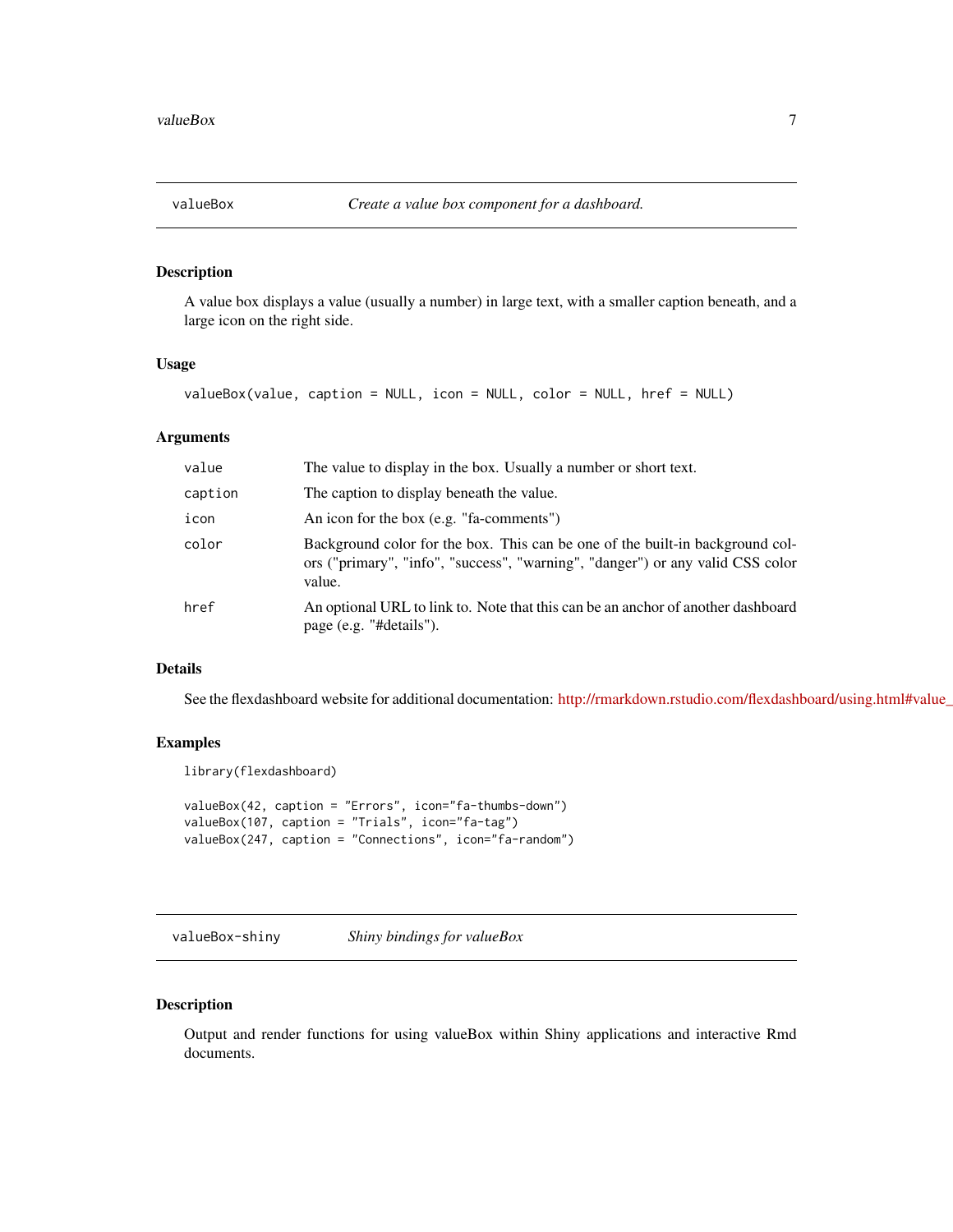## valueBox — *Create a value box component for a dashboard.*

### Description

A value box displays a value (usually a number) in large text, with a smaller caption beneath, and a large icon on the right side.

### Usage

```
valueBox(value, caption = NULL, icon = NULL, color = NULL, href = NULL)
```

### Arguments

| | |
|---|---|
| `value` | The value to display in the box. Usually a number or short text. |
| `caption` | The caption to display beneath the value. |
| `icon` | An icon for the box (e.g. "fa-comments") |
| `color` | Background color for the box. This can be one of the built-in background colors ("primary", "info", "success", "warning", "danger") or any valid CSS color value. |
| `href` | An optional URL to link to. Note that this can be an anchor of another dashboard page (e.g. "#details"). |

### Details

See the flexdashboard website for additional documentation: http://rmarkdown.rstudio.com/flexdashboard/using.html#value_

### Examples

```
library(flexdashboard)

valueBox(42, caption = "Errors", icon="fa-thumbs-down")
valueBox(107, caption = "Trials", icon="fa-tag")
valueBox(247, caption = "Connections", icon="fa-random")
```

## valueBox-shiny — *Shiny bindings for valueBox*

### Description

Output and render functions for using valueBox within Shiny applications and interactive Rmd documents.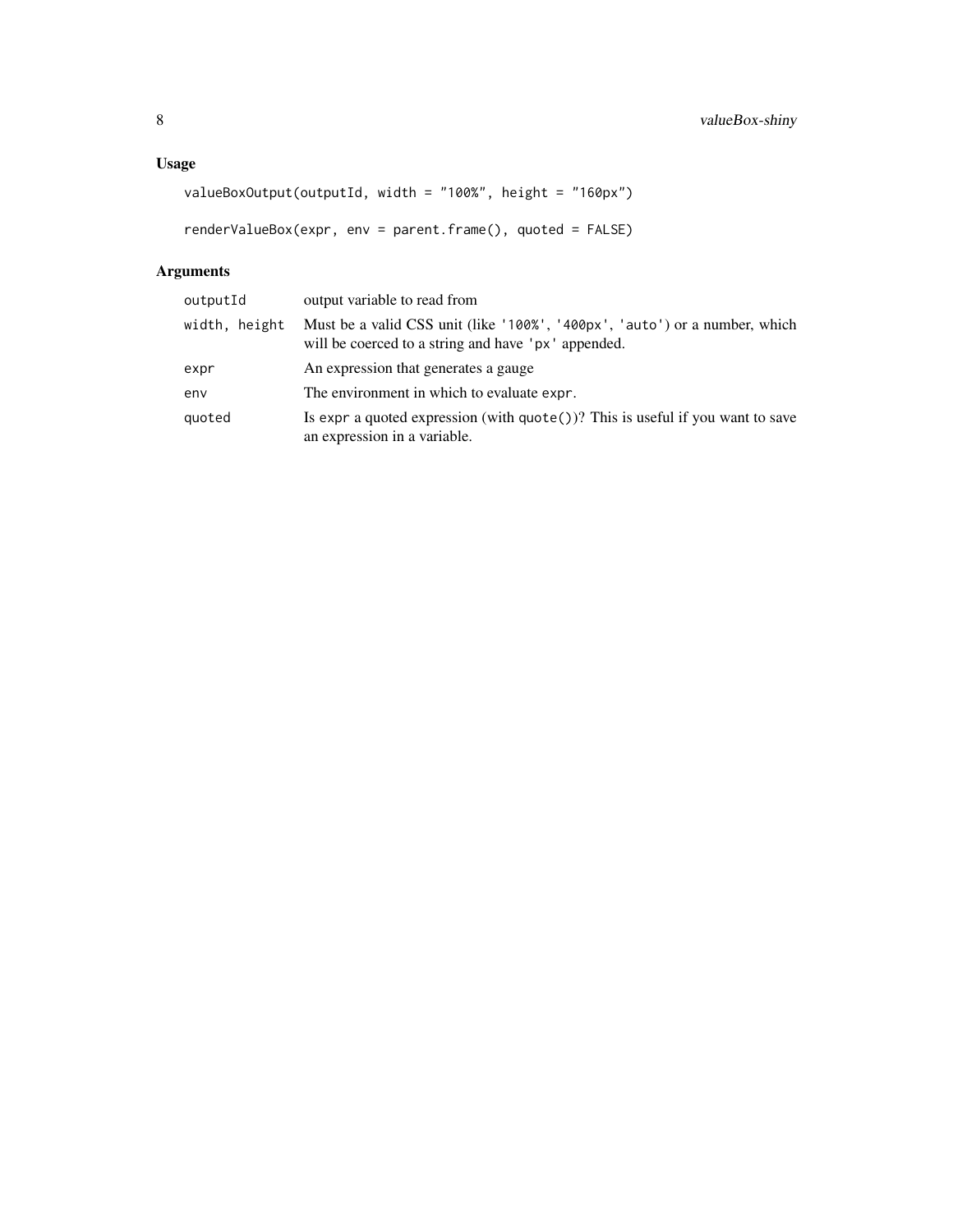## Usage

```
valueBoxOutput(outputId, width = "100%", height = "160px")

renderValueBox(expr, env = parent.frame(), quoted = FALSE)
```

## Arguments

| | |
|---|---|
| `outputId` | output variable to read from |
| `width, height` | Must be a valid CSS unit (like `'100%'`, `'400px'`, `'auto'`) or a number, which will be coerced to a string and have `'px'` appended. |
| `expr` | An expression that generates a gauge |
| `env` | The environment in which to evaluate `expr`. |
| `quoted` | Is `expr` a quoted expression (with `quote()`)? This is useful if you want to save an expression in a variable. |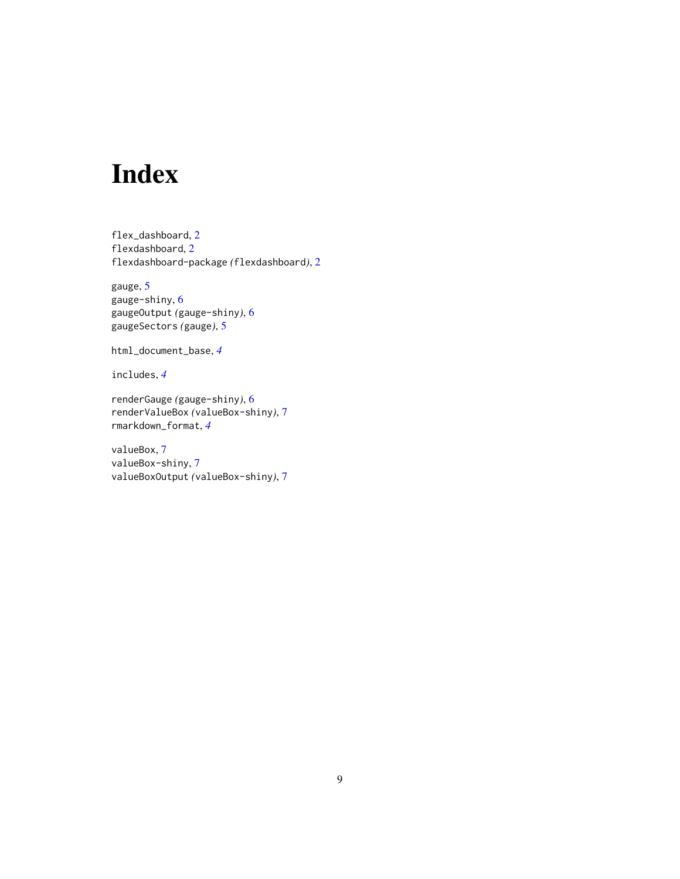# Index

flex_dashboard, 2
flexdashboard, 2
flexdashboard-package *(flexdashboard)*, 2

gauge, 5
gauge-shiny, 6
gaugeOutput *(gauge-shiny)*, 6
gaugeSectors *(gauge)*, 5

html_document_base, *4*

includes, *4*

renderGauge *(gauge-shiny)*, 6
renderValueBox *(valueBox-shiny)*, 7
rmarkdown_format, *4*

valueBox, 7
valueBox-shiny, 7
valueBoxOutput *(valueBox-shiny)*, 7